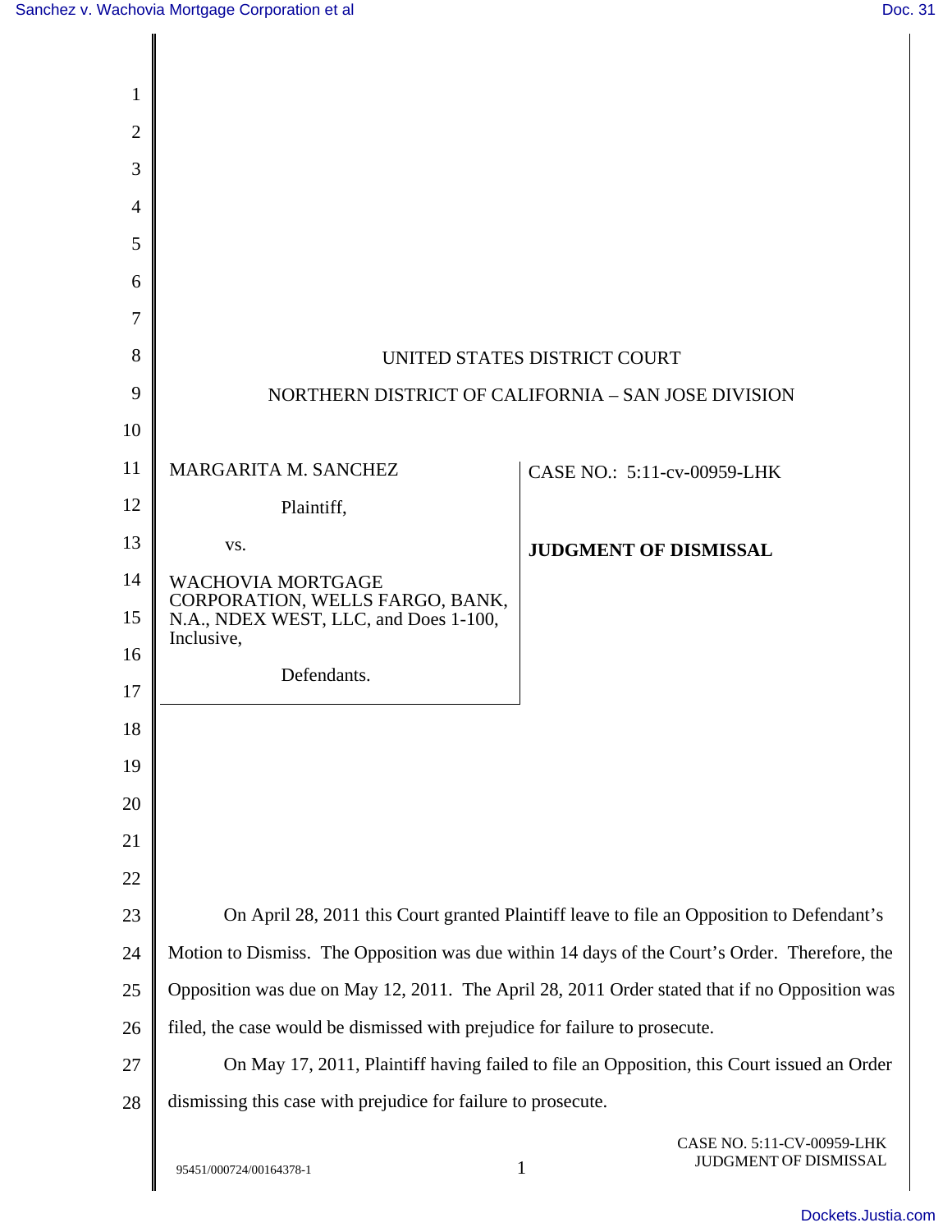UNITED STATES DISTRICT COURT

NORTHERN DISTRICT OF CALIFORNIA – SAN JOSE DIVISION

| MARGARITA M. SANCHEZ<br><br>Plaintiff,<br><br>vs.<br><br>WACHOVIA MORTGAGE CORPORATION, WELLS FARGO, BANK, N.A., NDEX WEST, LLC, and Does 1-100, Inclusive,<br><br>Defendants. | CASE NO.: 5:11-cv-00959-LHK<br><br>**JUDGMENT OF DISMISSAL** |
|---|---|

On April 28, 2011 this Court granted Plaintiff leave to file an Opposition to Defendant's Motion to Dismiss. The Opposition was due within 14 days of the Court's Order. Therefore, the Opposition was due on May 12, 2011. The April 28, 2011 Order stated that if no Opposition was filed, the case would be dismissed with prejudice for failure to prosecute.

On May 17, 2011, Plaintiff having failed to file an Opposition, this Court issued an Order dismissing this case with prejudice for failure to prosecute.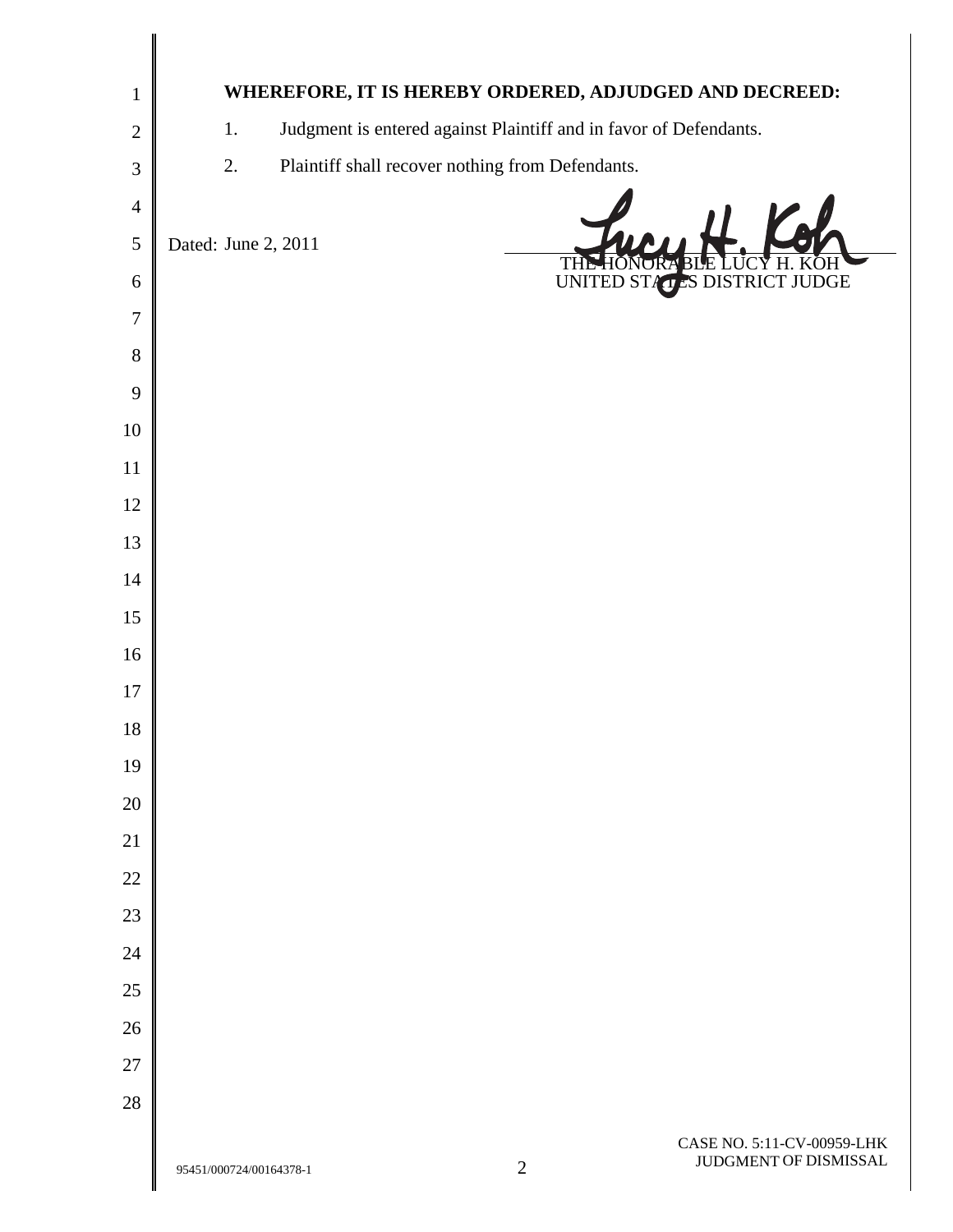**WHEREFORE, IT IS HEREBY ORDERED, ADJUDGED AND DECREED:**

1. Judgment is entered against Plaintiff and in favor of Defendants.

2. Plaintiff shall recover nothing from Defendants.

Dated: June 2, 2011

Lucy H. Koh
THE HONORABLE LUCY H. KOH
UNITED STATES DISTRICT JUDGE

95451/000724/00164378-1

CASE NO. 5:11-CV-00959-LHK
JUDGMENT OF DISMISSAL